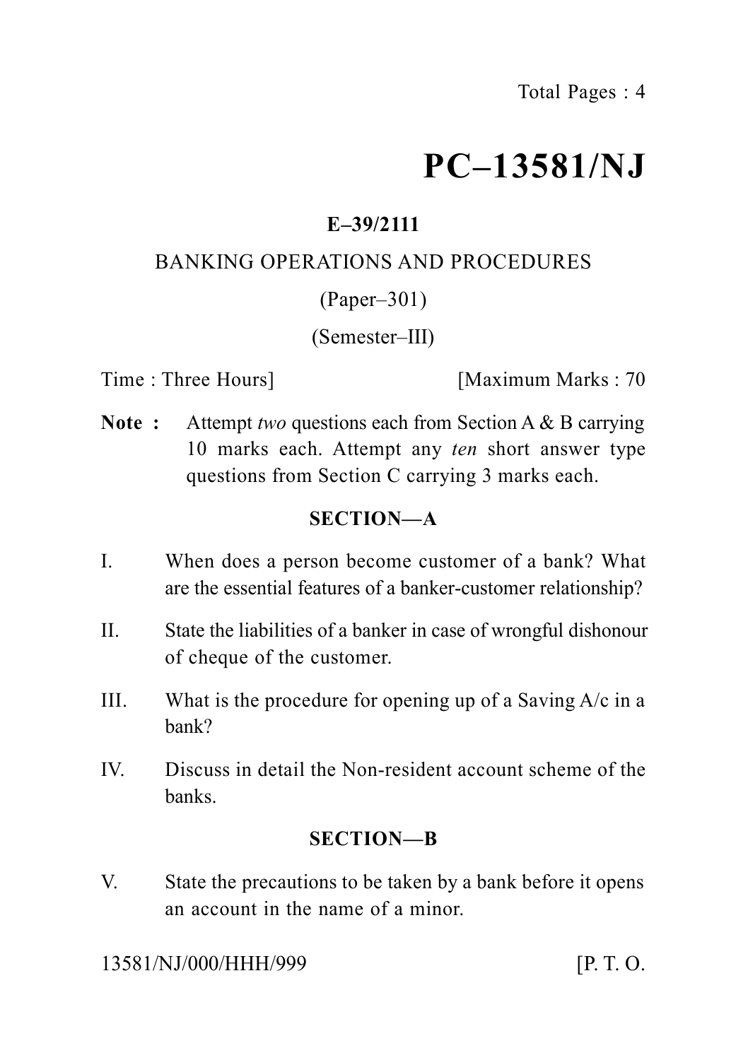# PC–13581/NJ

**E–39/2111**

BANKING OPERATIONS AND PROCEDURES

(Paper–301)

(Semester–III)

Time : Three Hours] [Maximum Marks : 70

**Note :** Attempt *two* questions each from Section A & B carrying 10 marks each. Attempt any *ten* short answer type questions from Section C carrying 3 marks each.

## SECTION—A

I. When does a person become customer of a bank? What are the essential features of a banker-customer relationship?

II. State the liabilities of a banker in case of wrongful dishonour of cheque of the customer.

III. What is the procedure for opening up of a Saving A/c in a bank?

IV. Discuss in detail the Non-resident account scheme of the banks.

## SECTION—B

V. State the precautions to be taken by a bank before it opens an account in the name of a minor.

13581/NJ/000/HHH/999 [P. T. O.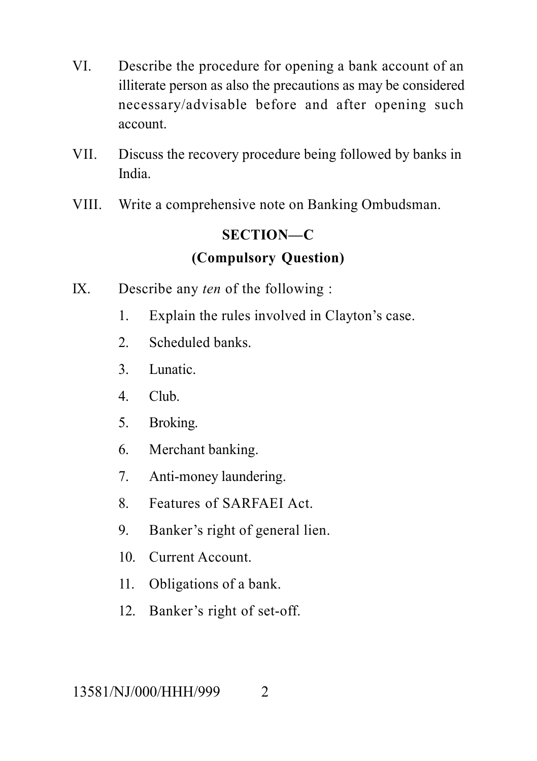VI. Describe the procedure for opening a bank account of an illiterate person as also the precautions as may be considered necessary/advisable before and after opening such account.

VII. Discuss the recovery procedure being followed by banks in India.

VIII. Write a comprehensive note on Banking Ombudsman.

## SECTION—C

### (Compulsory Question)

IX. Describe any *ten* of the following :

1. Explain the rules involved in Clayton's case.
2. Scheduled banks.
3. Lunatic.
4. Club.
5. Broking.
6. Merchant banking.
7. Anti-money laundering.
8. Features of SARFAEI Act.
9. Banker's right of general lien.
10. Current Account.
11. Obligations of a bank.
12. Banker's right of set-off.

13581/NJ/000/HHH/999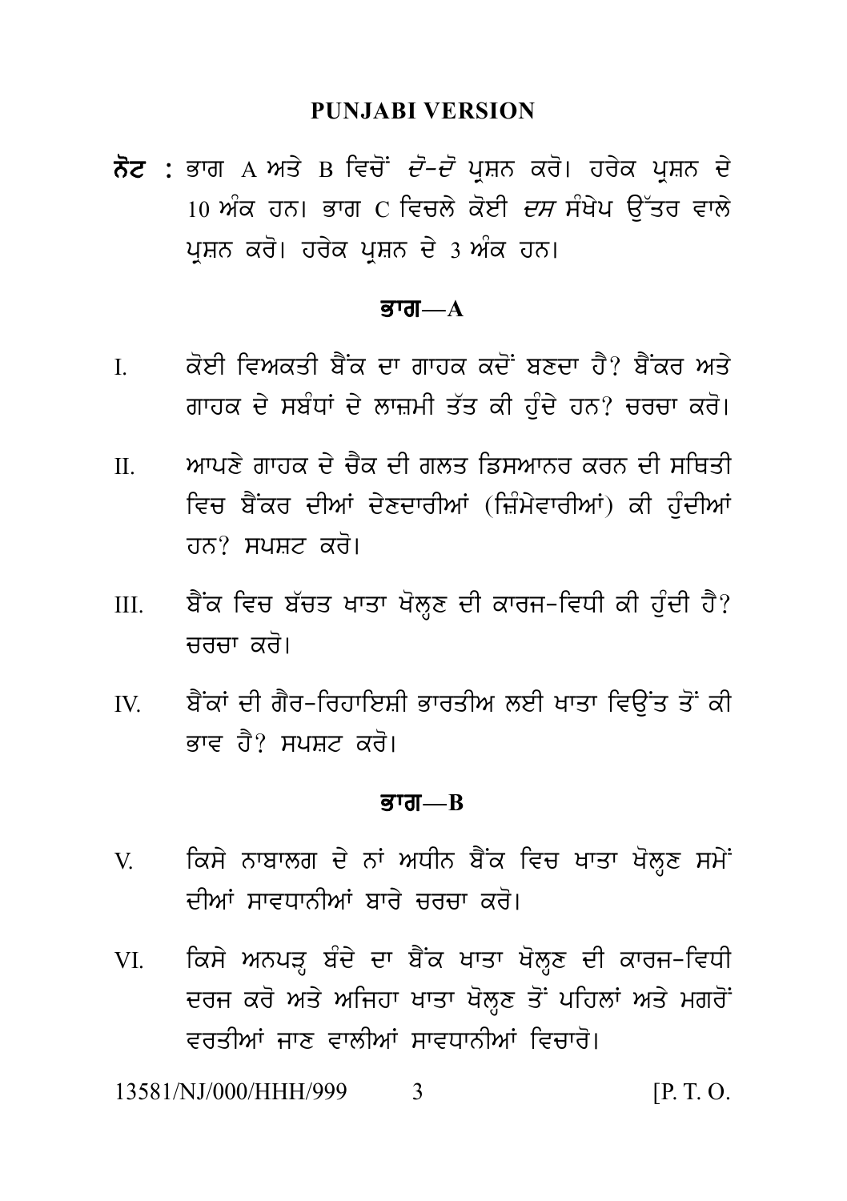## PUNJABI VERSION

**ਨੋਟ :** ਭਾਗ A ਅਤੇ B ਵਿਚੋਂ *ਦੋ-ਦੋ* ਪ੍ਰਸ਼ਨ ਕਰੋ। ਹਰੇਕ ਪ੍ਰਸ਼ਨ ਦੇ 10 ਅੰਕ ਹਨ। ਭਾਗ C ਵਿਚਲੇ ਕੋਈ *ਦਸ* ਸੰਖੇਪ ਉੱਤਰ ਵਾਲੇ ਪ੍ਰਸ਼ਨ ਕਰੋ। ਹਰੇਕ ਪ੍ਰਸ਼ਨ ਦੇ 3 ਅੰਕ ਹਨ।

### ਭਾਗ—A

I. ਕੋਈ ਵਿਅਕਤੀ ਬੈਂਕ ਦਾ ਗਾਹਕ ਕਦੋਂ ਬਣਦਾ ਹੈ? ਬੈਂਕਰ ਅਤੇ ਗਾਹਕ ਦੇ ਸਬੰਧਾਂ ਦੇ ਲਾਜ਼ਮੀ ਤੱਤ ਕੀ ਹੁੰਦੇ ਹਨ? ਚਰਚਾ ਕਰੋ।

II. ਆਪਣੇ ਗਾਹਕ ਦੇ ਚੈਕ ਦੀ ਗਲਤ ਡਿਸਆਨਰ ਕਰਨ ਦੀ ਸਥਿਤੀ ਵਿਚ ਬੈਂਕਰ ਦੀਆਂ ਦੇਣਦਾਰੀਆਂ (ਜ਼ਿੰਮੇਵਾਰੀਆਂ) ਕੀ ਹੁੰਦੀਆਂ ਹਨ? ਸਪਸ਼ਟ ਕਰੋ।

III. ਬੈਂਕ ਵਿਚ ਬੱਚਤ ਖਾਤਾ ਖੋਲ੍ਹਣ ਦੀ ਕਾਰਜ-ਵਿਧੀ ਕੀ ਹੁੰਦੀ ਹੈ? ਚਰਚਾ ਕਰੋ।

IV. ਬੈਂਕਾਂ ਦੀ ਗੈਰ-ਰਿਹਾਇਸ਼ੀ ਭਾਰਤੀਅ ਲਈ ਖਾਤਾ ਵਿਉਂਤ ਤੋਂ ਕੀ ਭਾਵ ਹੈ? ਸਪਸ਼ਟ ਕਰੋ।

### ਭਾਗ—B

V. ਕਿਸੇ ਨਾਬਾਲਗ ਦੇ ਨਾਂ ਅਧੀਨ ਬੈਂਕ ਵਿਚ ਖਾਤਾ ਖੋਲ੍ਹਣ ਸਮੇਂ ਦੀਆਂ ਸਾਵਧਾਨੀਆਂ ਬਾਰੇ ਚਰਚਾ ਕਰੋ।

VI. ਕਿਸੇ ਅਨਪੜ੍ਹ ਬੰਦੇ ਦਾ ਬੈਂਕ ਖਾਤਾ ਖੋਲ੍ਹਣ ਦੀ ਕਾਰਜ-ਵਿਧੀ ਦਰਜ ਕਰੋ ਅਤੇ ਅਜਿਹਾ ਖਾਤਾ ਖੋਲ੍ਹਣ ਤੋਂ ਪਹਿਲਾਂ ਅਤੇ ਮਗਰੋਂ ਵਰਤੀਆਂ ਜਾਣ ਵਾਲੀਆਂ ਸਾਵਧਾਨੀਆਂ ਵਿਚਾਰੋ।

13581/NJ/000/HHH/999 [P. T. O.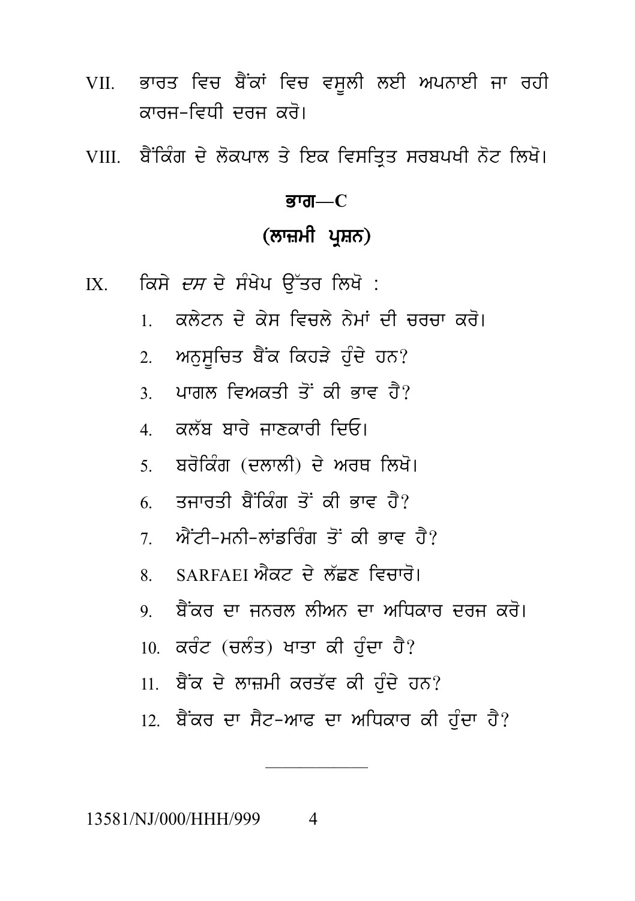VII. ਭਾਰਤ ਵਿਚ ਬੈਂਕਾਂ ਵਿਚ ਵਸੂਲੀ ਲਈ ਅਪਨਾਈ ਜਾ ਰਹੀ ਕਾਰਜ-ਵਿਧੀ ਦਰਜ ਕਰੋ।

VIII. ਬੈਂਕਿੰਗ ਦੇ ਲੋਕਪਾਲ ਤੇ ਇਕ ਵਿਸਤ੍ਰਿਤ ਸਰਬਪਖੀ ਨੋਟ ਲਿਖੋ।

## ਭਾਗ—C

### (ਲਾਜ਼ਮੀ ਪ੍ਰਸ਼ਨ)

IX. ਕਿਸੇ *ਦਸ* ਦੇ ਸੰਖੇਪ ਉੱਤਰ ਲਿਖੋ :

1. ਕਲੇਟਨ ਦੇ ਕੇਸ ਵਿਚਲੇ ਨੇਮਾਂ ਦੀ ਚਰਚਾ ਕਰੋ।
2. ਅਨੁਸੂਚਿਤ ਬੈਂਕ ਕਿਹੜੇ ਹੁੰਦੇ ਹਨ?
3. ਪਾਗਲ ਵਿਅਕਤੀ ਤੋਂ ਕੀ ਭਾਵ ਹੈ?
4. ਕਲੱਬ ਬਾਰੇ ਜਾਣਕਾਰੀ ਦਿਓ।
5. ਬਰੋਕਿੰਗ (ਦਲਾਲੀ) ਦੇ ਅਰਥ ਲਿਖੋ।
6. ਤਜਾਰਤੀ ਬੈਂਕਿੰਗ ਤੋਂ ਕੀ ਭਾਵ ਹੈ?
7. ਐਂਟੀ-ਮਨੀ-ਲਾਂਡਰਿੰਗ ਤੋਂ ਕੀ ਭਾਵ ਹੈ?
8. SARFAEI ਐਕਟ ਦੇ ਲੱਛਣ ਵਿਚਾਰੋ।
9. ਬੈਂਕਰ ਦਾ ਜਨਰਲ ਲੀਅਨ ਦਾ ਅਧਿਕਾਰ ਦਰਜ ਕਰੋ।
10. ਕਰੰਟ (ਚਲੰਤ) ਖਾਤਾ ਕੀ ਹੁੰਦਾ ਹੈ?
11. ਬੈਂਕ ਦੇ ਲਾਜ਼ਮੀ ਕਰਤੱਵ ਕੀ ਹੁੰਦੇ ਹਨ?
12. ਬੈਂਕਰ ਦਾ ਸੈਟ-ਆਫ ਦਾ ਅਧਿਕਾਰ ਕੀ ਹੁੰਦਾ ਹੈ?

---

13581/NJ/000/HHH/999